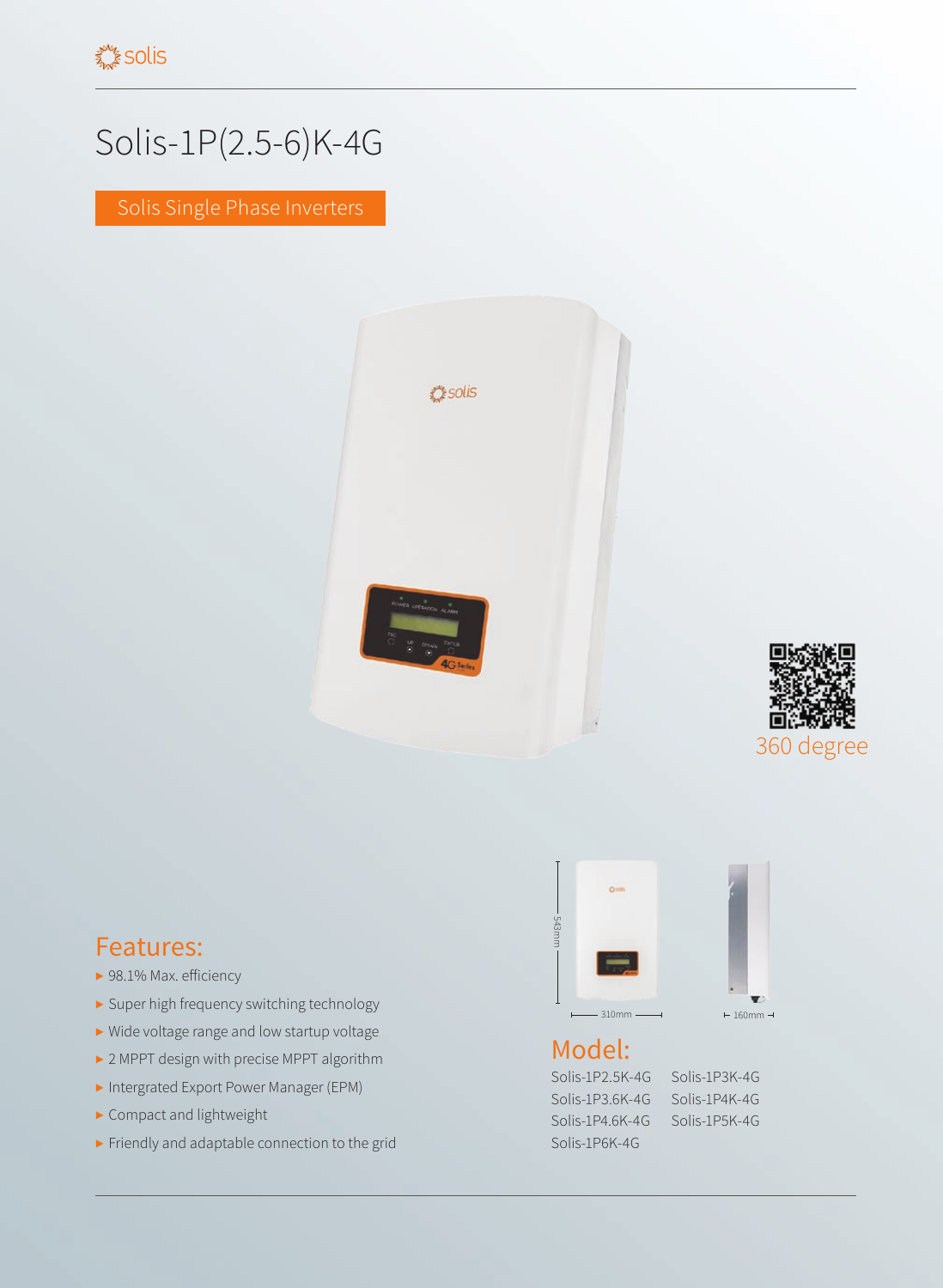solis

# Solis-1P(2.5-6)K-4G

Solis Single Phase Inverters

360 degree

543mm

310mm

160mm

## Features:

- 98.1% Max. efficiency
- Super high frequency switching technology
- Wide voltage range and low startup voltage
- 2 MPPT design with precise MPPT algorithm
- Intergrated Export Power Manager (EPM)
- Compact and lightweight
- Friendly and adaptable connection to the grid

## Model:

Solis-1P2.5K-4G
Solis-1P3K-4G
Solis-1P3.6K-4G
Solis-1P4K-4G
Solis-1P4.6K-4G
Solis-1P5K-4G
Solis-1P6K-4G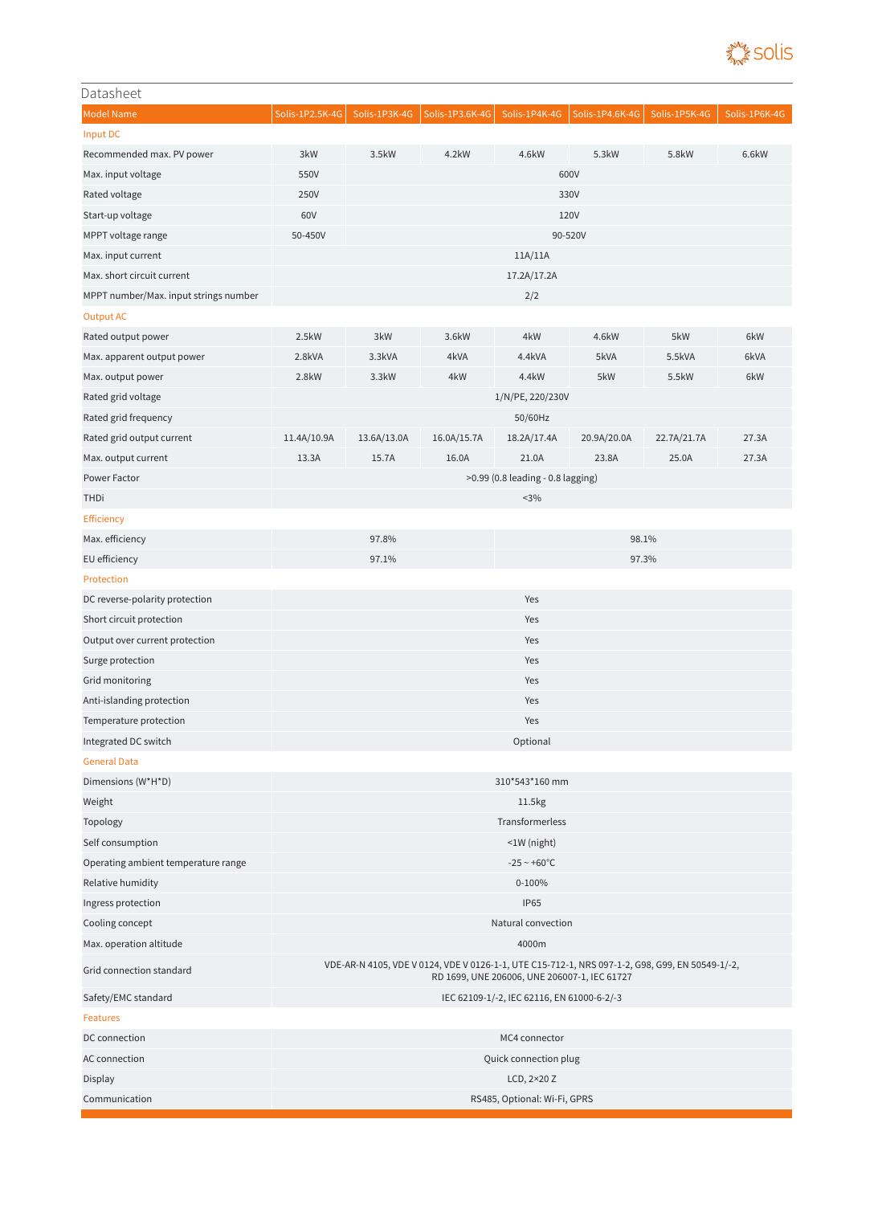Datasheet

| Model Name | Solis-1P2.5K-4G | Solis-1P3K-4G | Solis-1P3.6K-4G | Solis-1P4K-4G | Solis-1P4.6K-4G | Solis-1P5K-4G | Solis-1P6K-4G |
|---|---|---|---|---|---|---|---|
| **Input DC** | | | | | | | |
| Recommended max. PV power | 3kW | 3.5kW | 4.2kW | 4.6kW | 5.3kW | 5.8kW | 6.6kW |
| Max. input voltage | 550V | 600V | | | | | |
| Rated voltage | 250V | 330V | | | | | |
| Start-up voltage | 60V | 120V | | | | | |
| MPPT voltage range | 50-450V | 90-520V | | | | | |
| Max. input current | 11A/11A | | | | | | |
| Max. short circuit current | 17.2A/17.2A | | | | | | |
| MPPT number/Max. input strings number | 2/2 | | | | | | |
| **Output AC** | | | | | | | |
| Rated output power | 2.5kW | 3kW | 3.6kW | 4kW | 4.6kW | 5kW | 6kW |
| Max. apparent output power | 2.8kVA | 3.3kVA | 4kVA | 4.4kVA | 5kVA | 5.5kVA | 6kVA |
| Max. output power | 2.8kW | 3.3kW | 4kW | 4.4kW | 5kW | 5.5kW | 6kW |
| Rated grid voltage | 1/N/PE, 220/230V | | | | | | |
| Rated grid frequency | 50/60Hz | | | | | | |
| Rated grid output current | 11.4A/10.9A | 13.6A/13.0A | 16.0A/15.7A | 18.2A/17.4A | 20.9A/20.0A | 22.7A/21.7A | 27.3A |
| Max. output current | 13.3A | 15.7A | 16.0A | 21.0A | 23.8A | 25.0A | 27.3A |
| Power Factor | >0.99 (0.8 leading - 0.8 lagging) | | | | | | |
| THDi | <3% | | | | | | |
| **Efficiency** | | | | | | | |
| Max. efficiency | 97.8% | | | 98.1% | | | |
| EU efficiency | 97.1% | | | 97.3% | | | |
| **Protection** | | | | | | | |
| DC reverse-polarity protection | Yes | | | | | | |
| Short circuit protection | Yes | | | | | | |
| Output over current protection | Yes | | | | | | |
| Surge protection | Yes | | | | | | |
| Grid monitoring | Yes | | | | | | |
| Anti-islanding protection | Yes | | | | | | |
| Temperature protection | Yes | | | | | | |
| Integrated DC switch | Optional | | | | | | |
| **General Data** | | | | | | | |
| Dimensions (W*H*D) | 310*543*160 mm | | | | | | |
| Weight | 11.5kg | | | | | | |
| Topology | Transformerless | | | | | | |
| Self consumption | <1W (night) | | | | | | |
| Operating ambient temperature range | -25 ~ +60℃ | | | | | | |
| Relative humidity | 0-100% | | | | | | |
| Ingress protection | IP65 | | | | | | |
| Cooling concept | Natural convection | | | | | | |
| Max. operation altitude | 4000m | | | | | | |
| Grid connection standard | VDE-AR-N 4105, VDE V 0124, VDE V 0126-1-1, UTE C15-712-1, NRS 097-1-2, G98, G99, EN 50549-1/-2, RD 1699, UNE 206006, UNE 206007-1, IEC 61727 | | | | | | |
| Safety/EMC standard | IEC 62109-1/-2, IEC 62116, EN 61000-6-2/-3 | | | | | | |
| **Features** | | | | | | | |
| DC connection | MC4 connector | | | | | | |
| AC connection | Quick connection plug | | | | | | |
| Display | LCD, 2×20 Z | | | | | | |
| Communication | RS485, Optional: Wi-Fi, GPRS | | | | | | |